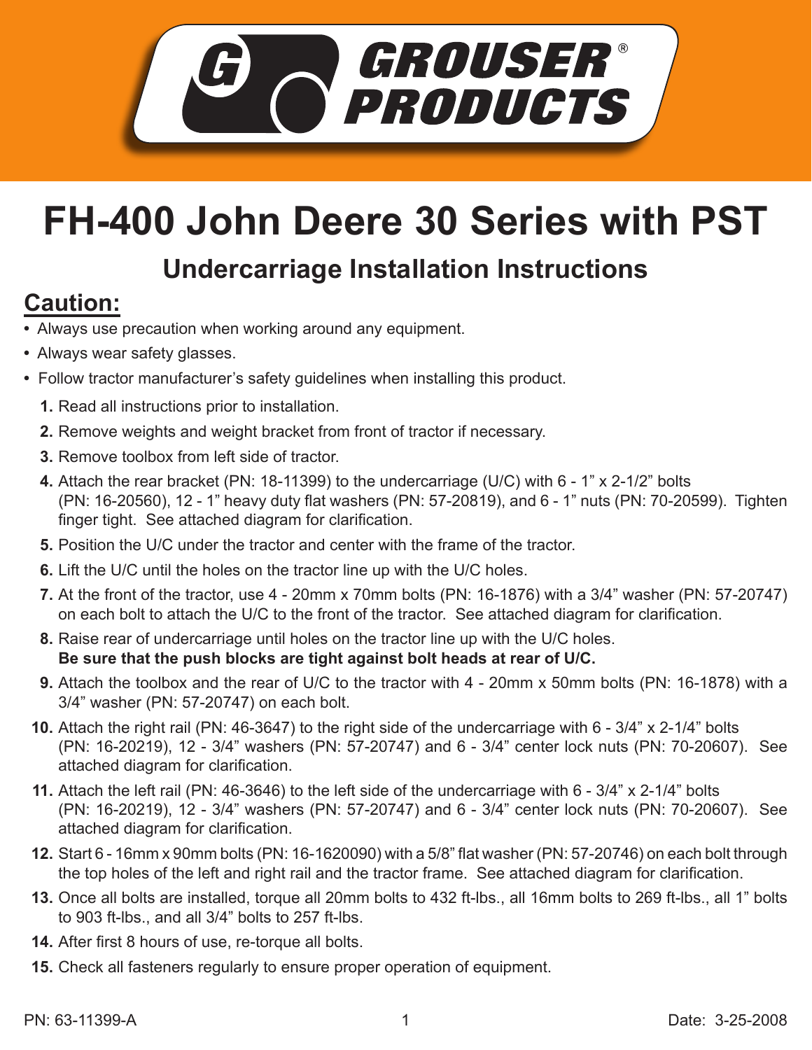GROUSER® PRODUCTS

# FH-400 John Deere 30 Series with PST

## Undercarriage Installation Instructions

## Caution:

- Always use precaution when working around any equipment.
- Always wear safety glasses.
- Follow tractor manufacturer's safety guidelines when installing this product.

1. Read all instructions prior to installation.
2. Remove weights and weight bracket from front of tractor if necessary.
3. Remove toolbox from left side of tractor.
4. Attach the rear bracket (PN: 18-11399) to the undercarriage (U/C) with 6 - 1" x 2-1/2" bolts (PN: 16-20560), 12 - 1" heavy duty flat washers (PN: 57-20819), and 6 - 1" nuts (PN: 70-20599). Tighten finger tight. See attached diagram for clarification.
5. Position the U/C under the tractor and center with the frame of the tractor.
6. Lift the U/C until the holes on the tractor line up with the U/C holes.
7. At the front of the tractor, use 4 - 20mm x 70mm bolts (PN: 16-1876) with a 3/4" washer (PN: 57-20747) on each bolt to attach the U/C to the front of the tractor. See attached diagram for clarification.
8. Raise rear of undercarriage until holes on the tractor line up with the U/C holes. **Be sure that the push blocks are tight against bolt heads at rear of U/C.**
9. Attach the toolbox and the rear of U/C to the tractor with 4 - 20mm x 50mm bolts (PN: 16-1878) with a 3/4" washer (PN: 57-20747) on each bolt.
10. Attach the right rail (PN: 46-3647) to the right side of the undercarriage with 6 - 3/4" x 2-1/4" bolts (PN: 16-20219), 12 - 3/4" washers (PN: 57-20747) and 6 - 3/4" center lock nuts (PN: 70-20607). See attached diagram for clarification.
11. Attach the left rail (PN: 46-3646) to the left side of the undercarriage with 6 - 3/4" x 2-1/4" bolts (PN: 16-20219), 12 - 3/4" washers (PN: 57-20747) and 6 - 3/4" center lock nuts (PN: 70-20607). See attached diagram for clarification.
12. Start 6 - 16mm x 90mm bolts (PN: 16-1620090) with a 5/8" flat washer (PN: 57-20746) on each bolt through the top holes of the left and right rail and the tractor frame. See attached diagram for clarification.
13. Once all bolts are installed, torque all 20mm bolts to 432 ft-lbs., all 16mm bolts to 269 ft-lbs., all 1" bolts to 903 ft-lbs., and all 3/4" bolts to 257 ft-lbs.
14. After first 8 hours of use, re-torque all bolts.
15. Check all fasteners regularly to ensure proper operation of equipment.

PN: 63-11399-A

Date: 3-25-2008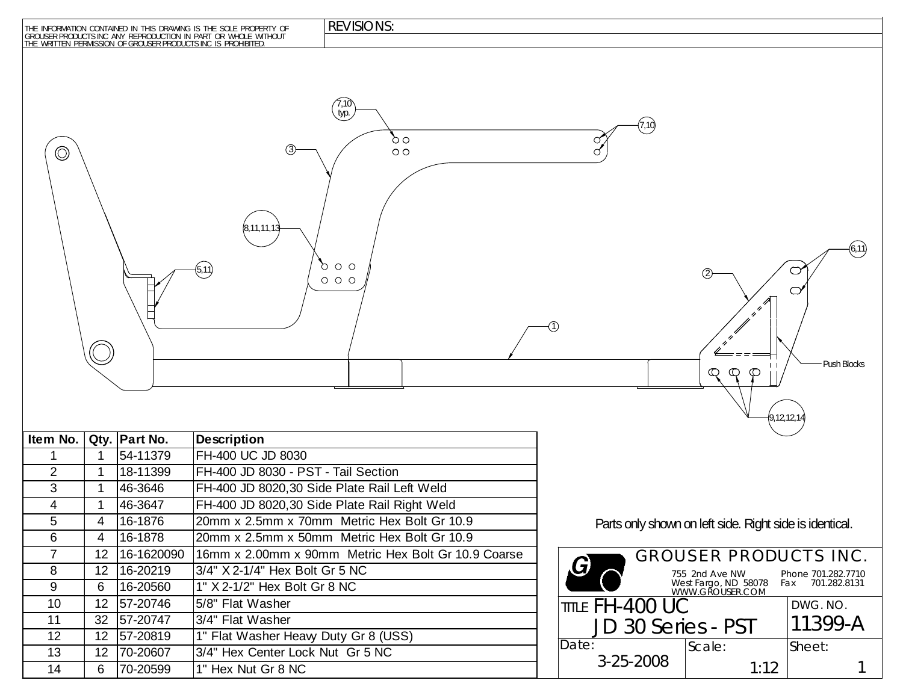THE INFORMATION CONTAINED IN THIS DRAWING IS THE SOLE PROPERTY OF GROUSER PRODUCTS INC ANY REPRODUCTION IN PART OR WHOLE WITHOUT THE WRITTEN PERMISSION OF GROUSER PRODUCTS INC IS PROHIBITED.

REVISIONS:

7,10 typ.

7,10

3

8,11,11,13

5,11

2

6,11

1

Push Blocks

9,12,12,14

| Item No. | Qty. | Part No. | Description |
|---|---|---|---|
| 1 | 1 | 54-11379 | FH-400 UC JD 8030 |
| 2 | 1 | 18-11399 | FH-400 JD 8030 - PST - Tail Section |
| 3 | 1 | 46-3646 | FH-400 JD 8020,30 Side Plate Rail Left Weld |
| 4 | 1 | 46-3647 | FH-400 JD 8020,30 Side Plate Rail Right Weld |
| 5 | 4 | 16-1876 | 20mm x 2.5mm x 70mm Metric Hex Bolt Gr 10.9 |
| 6 | 4 | 16-1878 | 20mm x 2.5mm x 50mm Metric Hex Bolt Gr 10.9 |
| 7 | 12 | 16-1620090 | 16mm x 2.00mm x 90mm Metric Hex Bolt Gr 10.9 Coarse |
| 8 | 12 | 16-20219 | 3/4" X 2-1/4" Hex Bolt Gr 5 NC |
| 9 | 6 | 16-20560 | 1" X 2-1/2" Hex Bolt Gr 8 NC |
| 10 | 12 | 57-20746 | 5/8" Flat Washer |
| 11 | 32 | 57-20747 | 3/4" Flat Washer |
| 12 | 12 | 57-20819 | 1" Flat Washer Heavy Duty Gr 8 (USS) |
| 13 | 12 | 70-20607 | 3/4" Hex Center Lock Nut Gr 5 NC |
| 14 | 6 | 70-20599 | 1" Hex Nut Gr 8 NC |

Parts only shown on left side. Right side is identical.

GROUSER PRODUCTS INC.

755 2nd Ave NW
West Fargo, ND 58078
WWW.GROUSER.COM

Phone 701.282.7710
Fax 701.282.8131

| | | |
|---|---|---|
| TITLE FH-400 UC JD 30 Series - PST | | DWG. NO. 11399-A |
| Date: 3-25-2008 | Scale: 1:12 | Sheet: 1 |